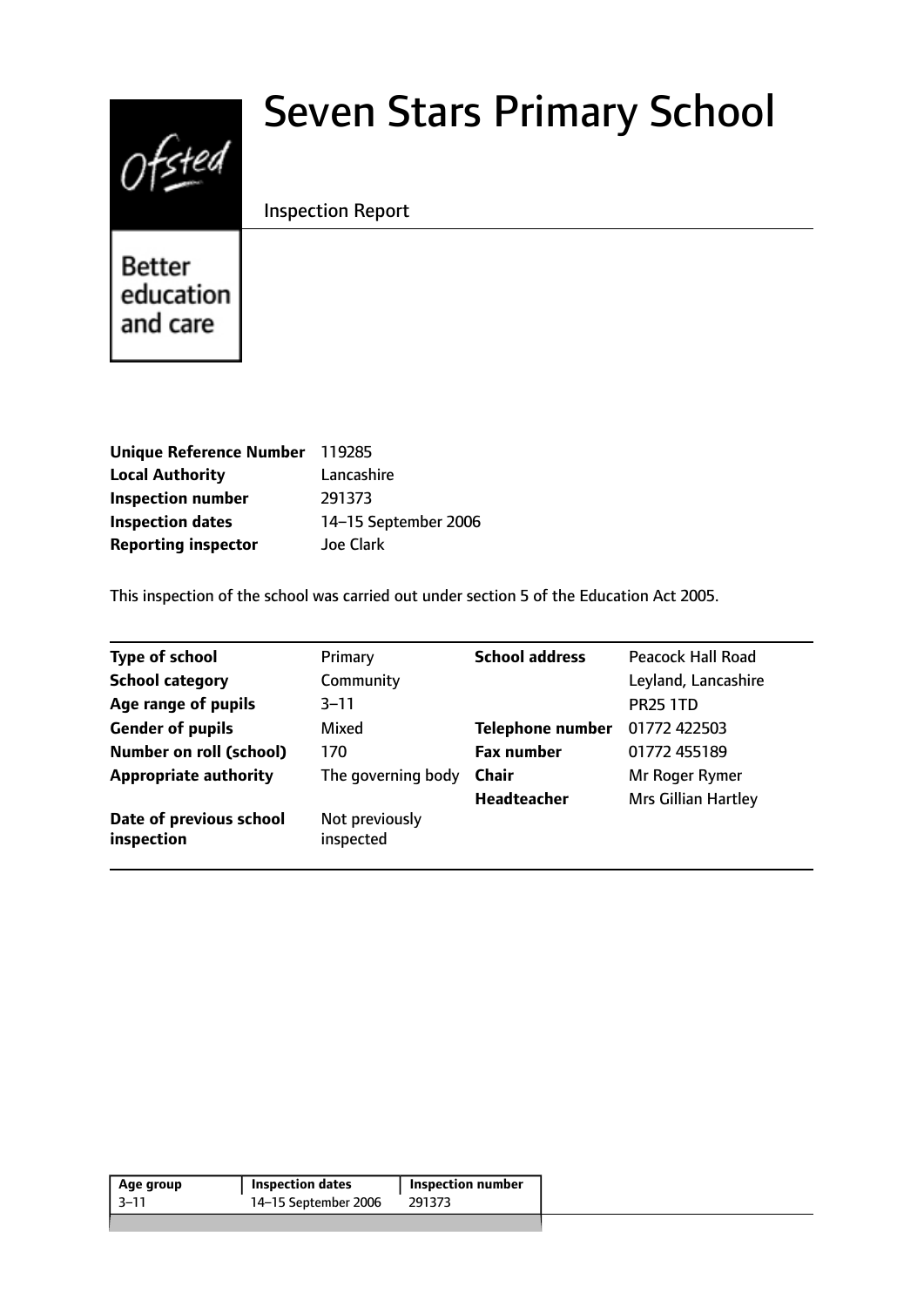Ofsted

Better education and care

# Seven Stars Primary School

Inspection Report

| | |
|---|---|
| **Unique Reference Number** | 119285 |
| **Local Authority** | Lancashire |
| **Inspection number** | 291373 |
| **Inspection dates** | 14–15 September 2006 |
| **Reporting inspector** | Joe Clark |

This inspection of the school was carried out under section 5 of the Education Act 2005.

| | | | |
|---|---|---|---|
| **Type of school** | Primary | **School address** | Peacock Hall Road |
| **School category** | Community | | Leyland, Lancashire |
| **Age range of pupils** | 3–11 | | PR25 1TD |
| **Gender of pupils** | Mixed | **Telephone number** | 01772 422503 |
| **Number on roll (school)** | 170 | **Fax number** | 01772 455189 |
| **Appropriate authority** | The governing body | **Chair** | Mr Roger Rymer |
| | | **Headteacher** | Mrs Gillian Hartley |
| **Date of previous school inspection** | Not previously inspected | | |

| Age group | Inspection dates | Inspection number |
|---|---|---|
| 3–11 | 14–15 September 2006 | 291373 |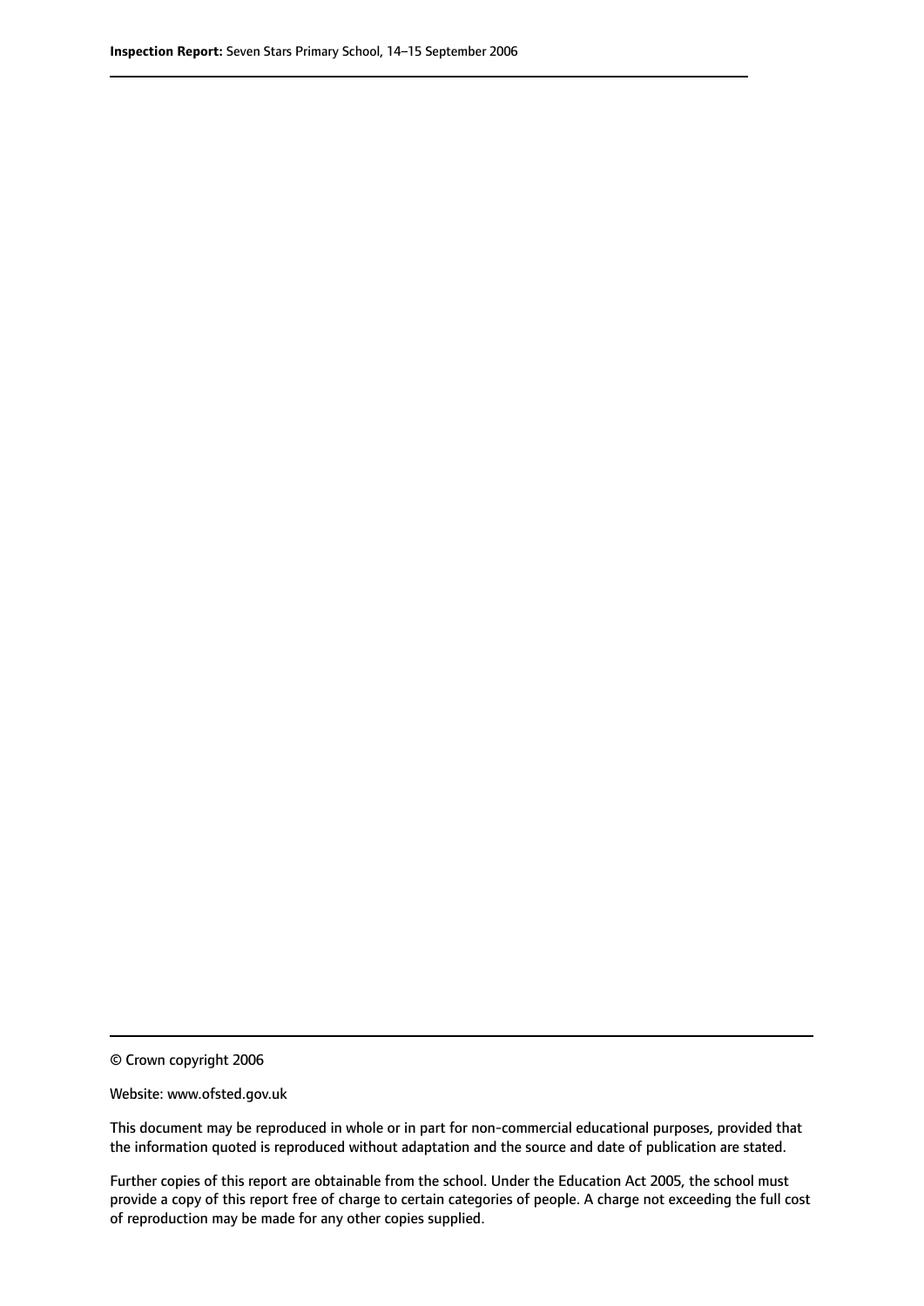© Crown copyright 2006

Website: www.ofsted.gov.uk

This document may be reproduced in whole or in part for non-commercial educational purposes, provided that the information quoted is reproduced without adaptation and the source and date of publication are stated.

Further copies of this report are obtainable from the school. Under the Education Act 2005, the school must provide a copy of this report free of charge to certain categories of people. A charge not exceeding the full cost of reproduction may be made for any other copies supplied.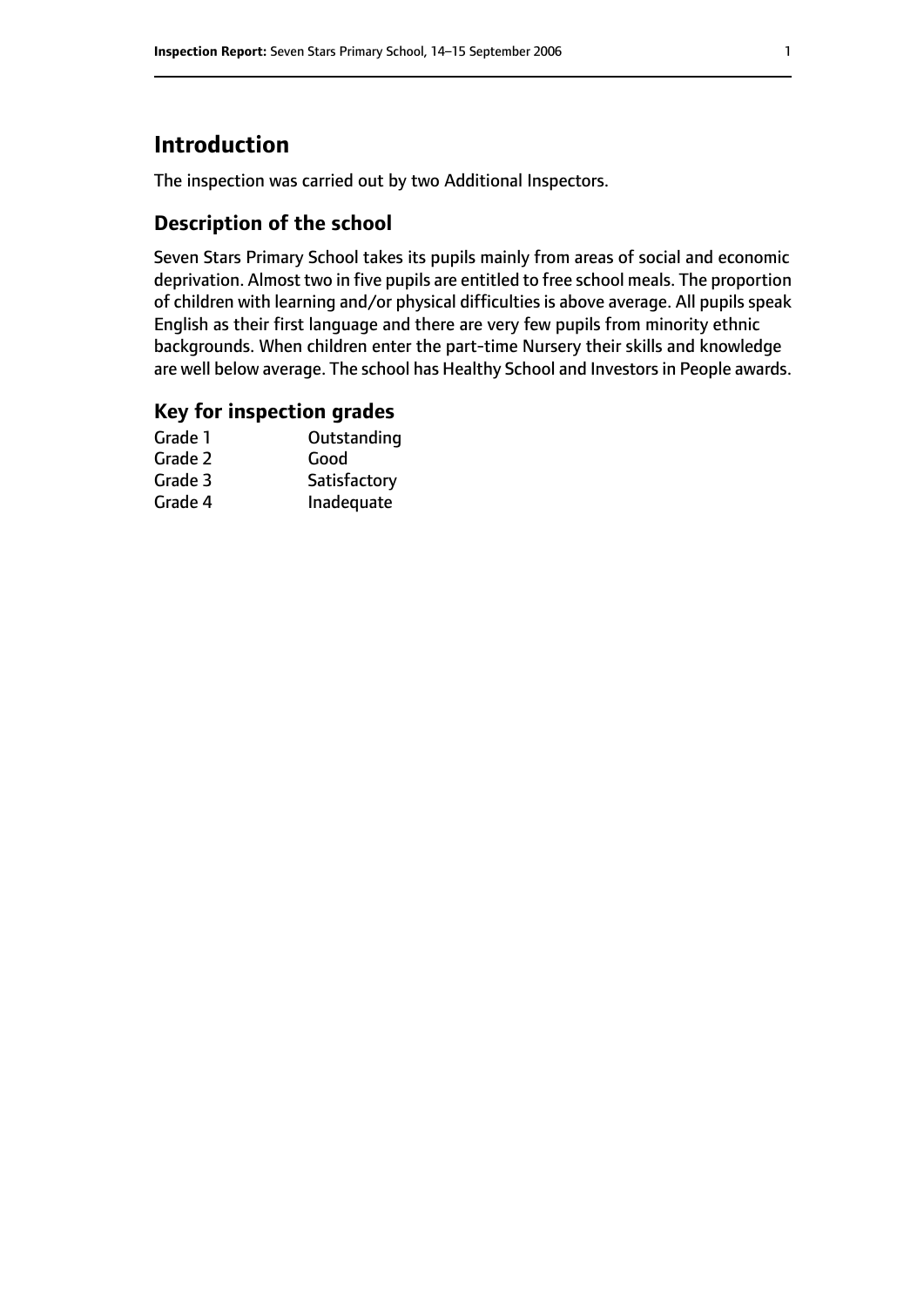# Introduction

The inspection was carried out by two Additional Inspectors.

## Description of the school

Seven Stars Primary School takes its pupils mainly from areas of social and economic deprivation. Almost two in five pupils are entitled to free school meals. The proportion of children with learning and/or physical difficulties is above average. All pupils speak English as their first language and there are very few pupils from minority ethnic backgrounds. When children enter the part-time Nursery their skills and knowledge are well below average. The school has Healthy School and Investors in People awards.

## Key for inspection grades

| | |
|---|---|
| Grade 1 | Outstanding |
| Grade 2 | Good |
| Grade 3 | Satisfactory |
| Grade 4 | Inadequate |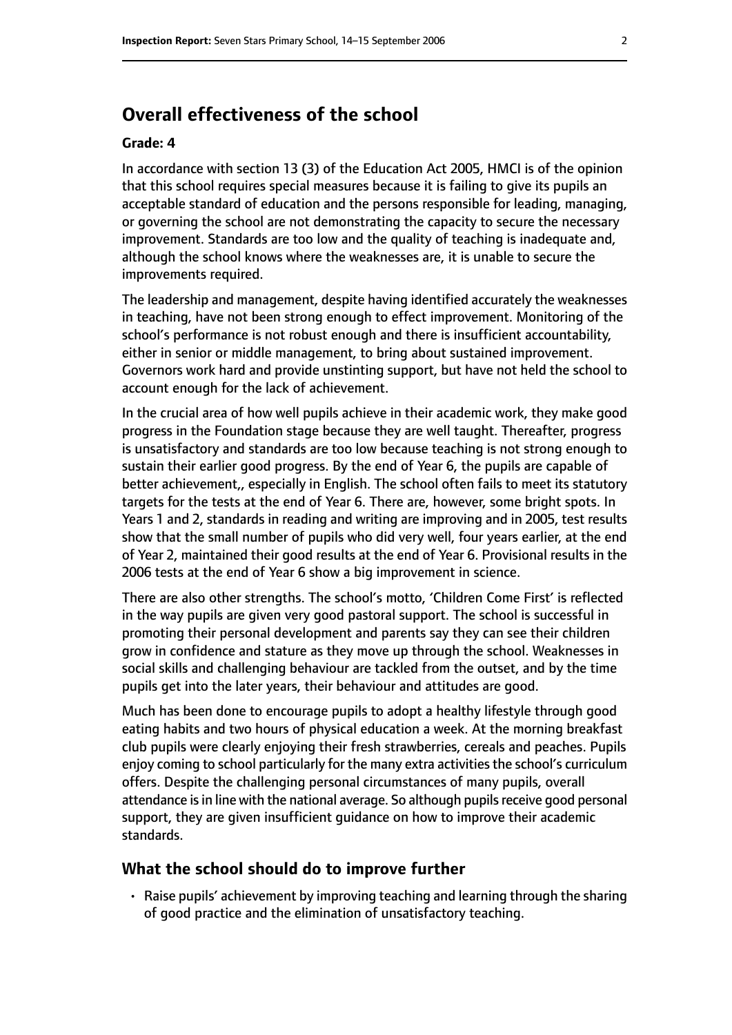## Overall effectiveness of the school

**Grade: 4**

In accordance with section 13 (3) of the Education Act 2005, HMCI is of the opinion that this school requires special measures because it is failing to give its pupils an acceptable standard of education and the persons responsible for leading, managing, or governing the school are not demonstrating the capacity to secure the necessary improvement. Standards are too low and the quality of teaching is inadequate and, although the school knows where the weaknesses are, it is unable to secure the improvements required.

The leadership and management, despite having identified accurately the weaknesses in teaching, have not been strong enough to effect improvement. Monitoring of the school's performance is not robust enough and there is insufficient accountability, either in senior or middle management, to bring about sustained improvement. Governors work hard and provide unstinting support, but have not held the school to account enough for the lack of achievement.

In the crucial area of how well pupils achieve in their academic work, they make good progress in the Foundation stage because they are well taught. Thereafter, progress is unsatisfactory and standards are too low because teaching is not strong enough to sustain their earlier good progress. By the end of Year 6, the pupils are capable of better achievement,, especially in English. The school often fails to meet its statutory targets for the tests at the end of Year 6. There are, however, some bright spots. In Years 1 and 2, standards in reading and writing are improving and in 2005, test results show that the small number of pupils who did very well, four years earlier, at the end of Year 2, maintained their good results at the end of Year 6. Provisional results in the 2006 tests at the end of Year 6 show a big improvement in science.

There are also other strengths. The school's motto, 'Children Come First' is reflected in the way pupils are given very good pastoral support. The school is successful in promoting their personal development and parents say they can see their children grow in confidence and stature as they move up through the school. Weaknesses in social skills and challenging behaviour are tackled from the outset, and by the time pupils get into the later years, their behaviour and attitudes are good.

Much has been done to encourage pupils to adopt a healthy lifestyle through good eating habits and two hours of physical education a week. At the morning breakfast club pupils were clearly enjoying their fresh strawberries, cereals and peaches. Pupils enjoy coming to school particularly for the many extra activities the school's curriculum offers. Despite the challenging personal circumstances of many pupils, overall attendance is in line with the national average. So although pupils receive good personal support, they are given insufficient guidance on how to improve their academic standards.

### What the school should do to improve further

- Raise pupils' achievement by improving teaching and learning through the sharing of good practice and the elimination of unsatisfactory teaching.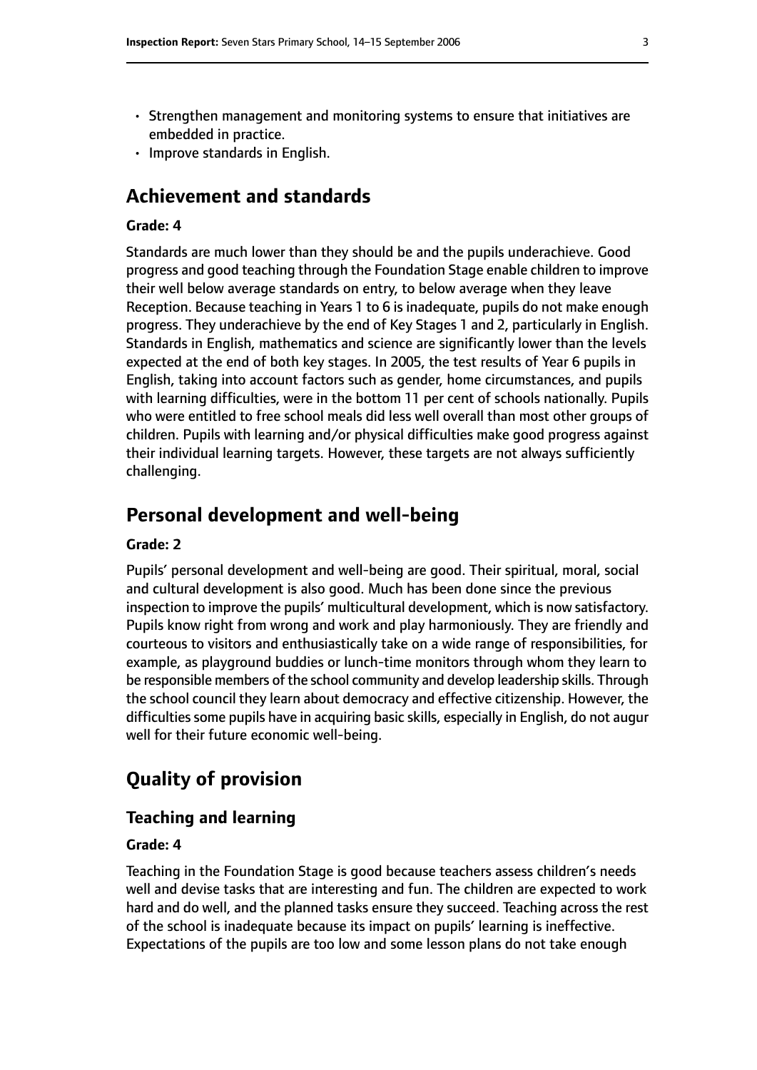- Strengthen management and monitoring systems to ensure that initiatives are embedded in practice.
- Improve standards in English.

## Achievement and standards

### Grade: 4

Standards are much lower than they should be and the pupils underachieve. Good progress and good teaching through the Foundation Stage enable children to improve their well below average standards on entry, to below average when they leave Reception. Because teaching in Years 1 to 6 is inadequate, pupils do not make enough progress. They underachieve by the end of Key Stages 1 and 2, particularly in English. Standards in English, mathematics and science are significantly lower than the levels expected at the end of both key stages. In 2005, the test results of Year 6 pupils in English, taking into account factors such as gender, home circumstances, and pupils with learning difficulties, were in the bottom 11 per cent of schools nationally. Pupils who were entitled to free school meals did less well overall than most other groups of children. Pupils with learning and/or physical difficulties make good progress against their individual learning targets. However, these targets are not always sufficiently challenging.

## Personal development and well-being

### Grade: 2

Pupils' personal development and well-being are good. Their spiritual, moral, social and cultural development is also good. Much has been done since the previous inspection to improve the pupils' multicultural development, which is now satisfactory. Pupils know right from wrong and work and play harmoniously. They are friendly and courteous to visitors and enthusiastically take on a wide range of responsibilities, for example, as playground buddies or lunch-time monitors through whom they learn to be responsible members of the school community and develop leadership skills. Through the school council they learn about democracy and effective citizenship. However, the difficulties some pupils have in acquiring basic skills, especially in English, do not augur well for their future economic well-being.

## Quality of provision

### Teaching and learning

#### Grade: 4

Teaching in the Foundation Stage is good because teachers assess children's needs well and devise tasks that are interesting and fun. The children are expected to work hard and do well, and the planned tasks ensure they succeed. Teaching across the rest of the school is inadequate because its impact on pupils' learning is ineffective. Expectations of the pupils are too low and some lesson plans do not take enough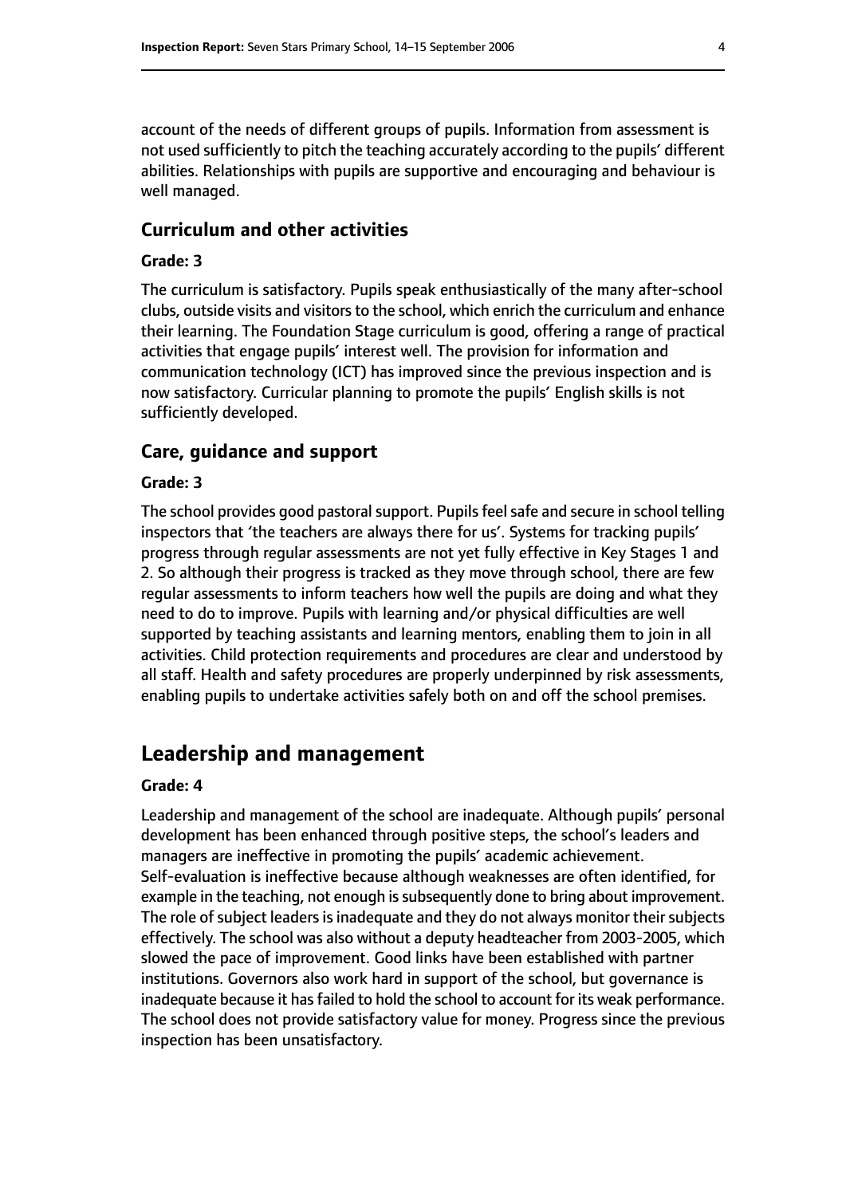account of the needs of different groups of pupils. Information from assessment is not used sufficiently to pitch the teaching accurately according to the pupils' different abilities. Relationships with pupils are supportive and encouraging and behaviour is well managed.

### Curriculum and other activities

#### Grade: 3

The curriculum is satisfactory. Pupils speak enthusiastically of the many after-school clubs, outside visits and visitors to the school, which enrich the curriculum and enhance their learning. The Foundation Stage curriculum is good, offering a range of practical activities that engage pupils' interest well. The provision for information and communication technology (ICT) has improved since the previous inspection and is now satisfactory. Curricular planning to promote the pupils' English skills is not sufficiently developed.

### Care, guidance and support

#### Grade: 3

The school provides good pastoral support. Pupils feel safe and secure in school telling inspectors that 'the teachers are always there for us'. Systems for tracking pupils' progress through regular assessments are not yet fully effective in Key Stages 1 and 2. So although their progress is tracked as they move through school, there are few regular assessments to inform teachers how well the pupils are doing and what they need to do to improve. Pupils with learning and/or physical difficulties are well supported by teaching assistants and learning mentors, enabling them to join in all activities. Child protection requirements and procedures are clear and understood by all staff. Health and safety procedures are properly underpinned by risk assessments, enabling pupils to undertake activities safely both on and off the school premises.

## Leadership and management

#### Grade: 4

Leadership and management of the school are inadequate. Although pupils' personal development has been enhanced through positive steps, the school's leaders and managers are ineffective in promoting the pupils' academic achievement. Self-evaluation is ineffective because although weaknesses are often identified, for example in the teaching, not enough is subsequently done to bring about improvement. The role of subject leaders is inadequate and they do not always monitor their subjects effectively. The school was also without a deputy headteacher from 2003-2005, which slowed the pace of improvement. Good links have been established with partner institutions. Governors also work hard in support of the school, but governance is inadequate because it has failed to hold the school to account for its weak performance. The school does not provide satisfactory value for money. Progress since the previous inspection has been unsatisfactory.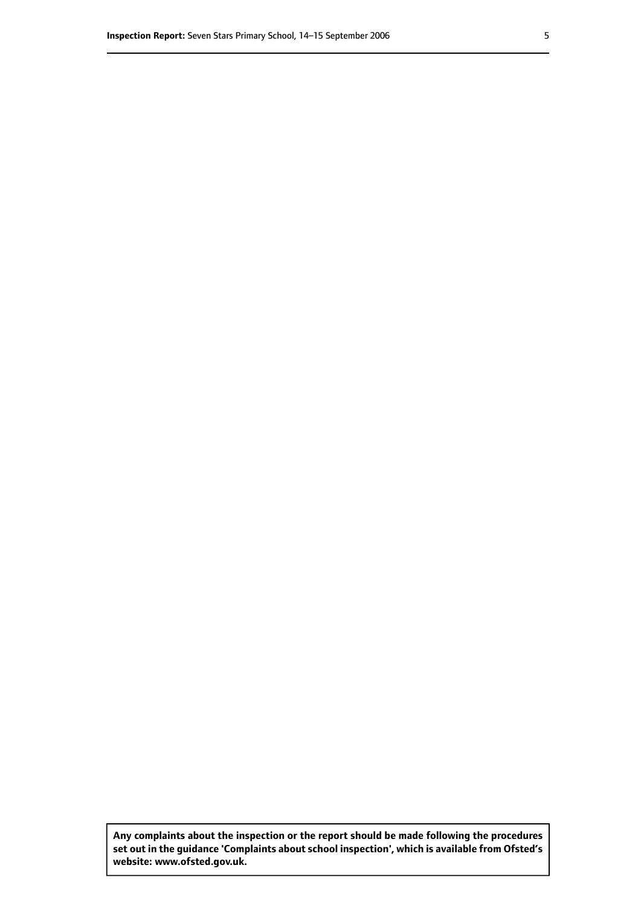**Any complaints about the inspection or the report should be made following the procedures set out in the guidance 'Complaints about school inspection', which is available from Ofsted's website: www.ofsted.gov.uk.**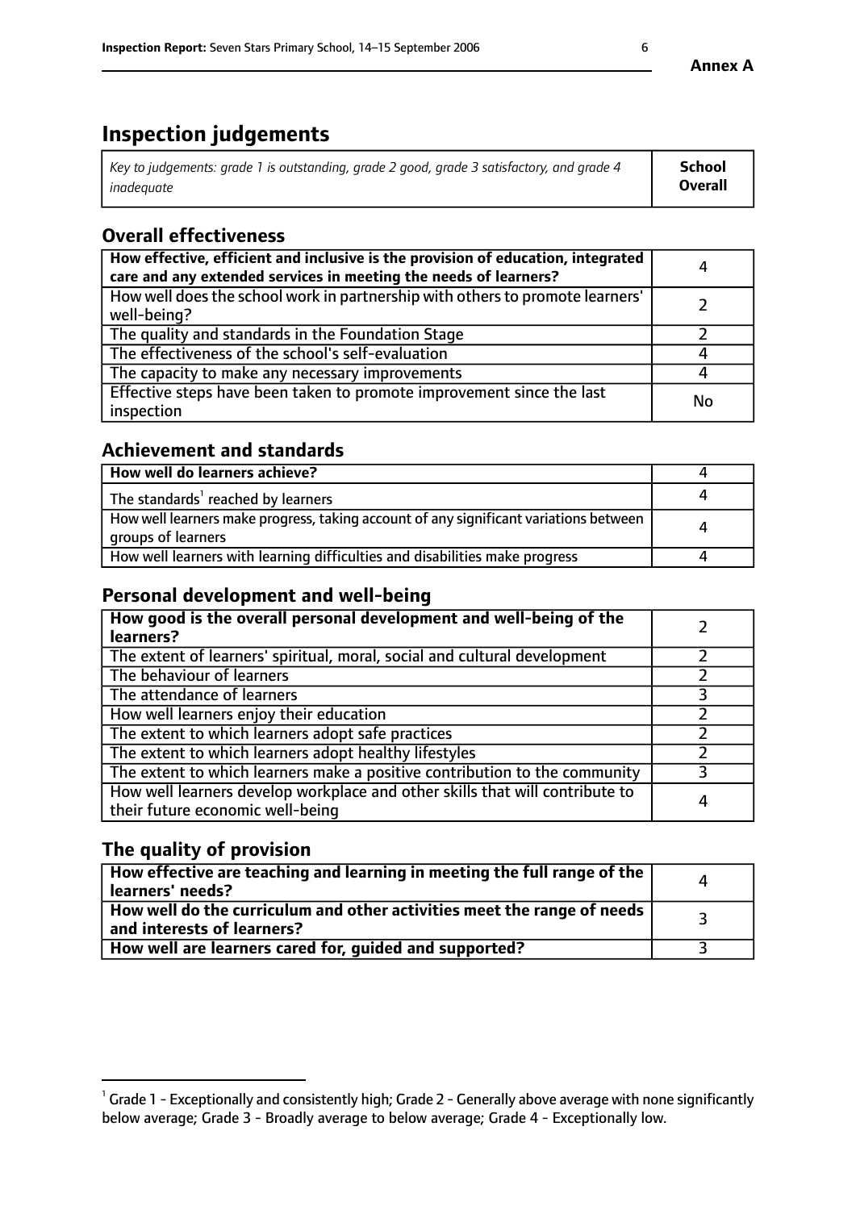**Annex A**

# Inspection judgements

| *Key to judgements: grade 1 is outstanding, grade 2 good, grade 3 satisfactory, and grade 4 inadequate* | **School Overall** |
|---|---|

## Overall effectiveness

| | |
|---|---|
| **How effective, efficient and inclusive is the provision of education, integrated care and any extended services in meeting the needs of learners?** | 4 |
| How well does the school work in partnership with others to promote learners' well-being? | 2 |
| The quality and standards in the Foundation Stage | 2 |
| The effectiveness of the school's self-evaluation | 4 |
| The capacity to make any necessary improvements | 4 |
| Effective steps have been taken to promote improvement since the last inspection | No |

## Achievement and standards

| | |
|---|---|
| **How well do learners achieve?** | 4 |
| The standards[1] reached by learners | 4 |
| How well learners make progress, taking account of any significant variations between groups of learners | 4 |
| How well learners with learning difficulties and disabilities make progress | 4 |

## Personal development and well-being

| | |
|---|---|
| **How good is the overall personal development and well-being of the learners?** | 2 |
| The extent of learners' spiritual, moral, social and cultural development | 2 |
| The behaviour of learners | 2 |
| The attendance of learners | 3 |
| How well learners enjoy their education | 2 |
| The extent to which learners adopt safe practices | 2 |
| The extent to which learners adopt healthy lifestyles | 2 |
| The extent to which learners make a positive contribution to the community | 3 |
| How well learners develop workplace and other skills that will contribute to their future economic well-being | 4 |

## The quality of provision

| | |
|---|---|
| **How effective are teaching and learning in meeting the full range of the learners' needs?** | 4 |
| **How well do the curriculum and other activities meet the range of needs and interests of learners?** | 3 |
| **How well are learners cared for, guided and supported?** | 3 |

[1] Grade 1 - Exceptionally and consistently high; Grade 2 - Generally above average with none significantly below average; Grade 3 - Broadly average to below average; Grade 4 - Exceptionally low.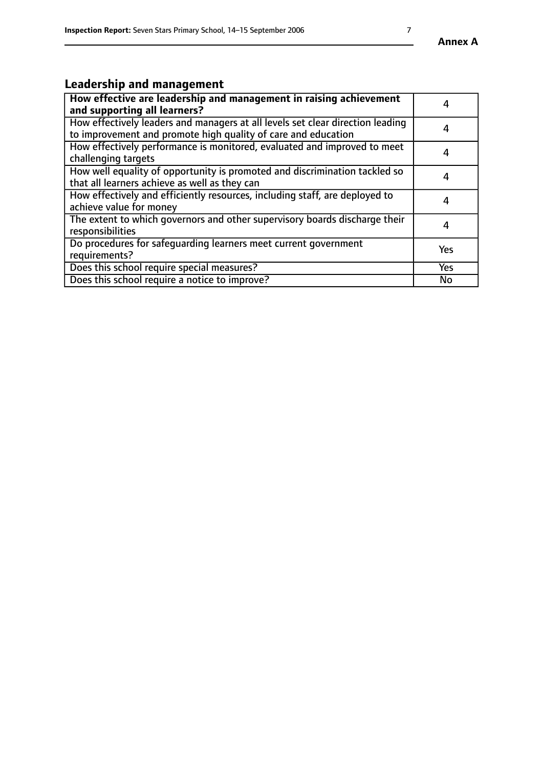## Leadership and management

| How effective are leadership and management in raising achievement and supporting all learners? | 4 |
| --- | --- |
| How effectively leaders and managers at all levels set clear direction leading to improvement and promote high quality of care and education | 4 |
| How effectively performance is monitored, evaluated and improved to meet challenging targets | 4 |
| How well equality of opportunity is promoted and discrimination tackled so that all learners achieve as well as they can | 4 |
| How effectively and efficiently resources, including staff, are deployed to achieve value for money | 4 |
| The extent to which governors and other supervisory boards discharge their responsibilities | 4 |
| Do procedures for safeguarding learners meet current government requirements? | Yes |
| Does this school require special measures? | Yes |
| Does this school require a notice to improve? | No |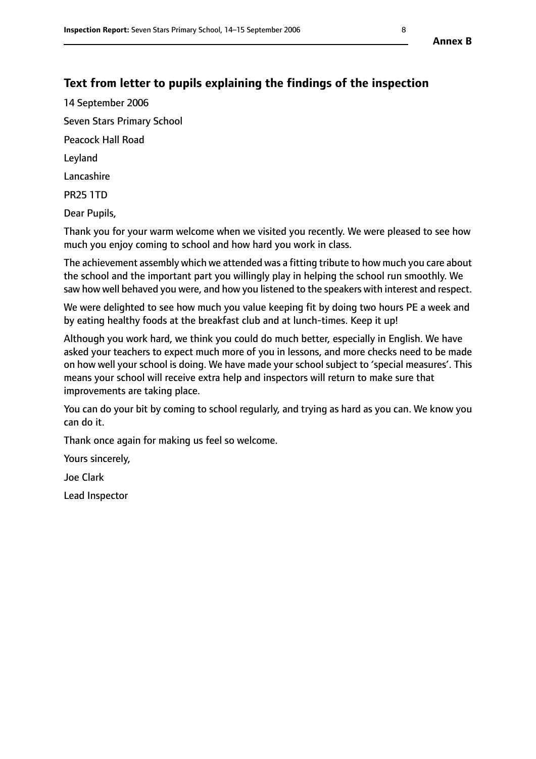## Text from letter to pupils explaining the findings of the inspection

14 September 2006

Seven Stars Primary School

Peacock Hall Road

Leyland

Lancashire

PR25 1TD

Dear Pupils,

Thank you for your warm welcome when we visited you recently. We were pleased to see how much you enjoy coming to school and how hard you work in class.

The achievement assembly which we attended was a fitting tribute to how much you care about the school and the important part you willingly play in helping the school run smoothly. We saw how well behaved you were, and how you listened to the speakers with interest and respect.

We were delighted to see how much you value keeping fit by doing two hours PE a week and by eating healthy foods at the breakfast club and at lunch-times. Keep it up!

Although you work hard, we think you could do much better, especially in English. We have asked your teachers to expect much more of you in lessons, and more checks need to be made on how well your school is doing. We have made your school subject to 'special measures'. This means your school will receive extra help and inspectors will return to make sure that improvements are taking place.

You can do your bit by coming to school regularly, and trying as hard as you can. We know you can do it.

Thank once again for making us feel so welcome.

Yours sincerely,

Joe Clark

Lead Inspector